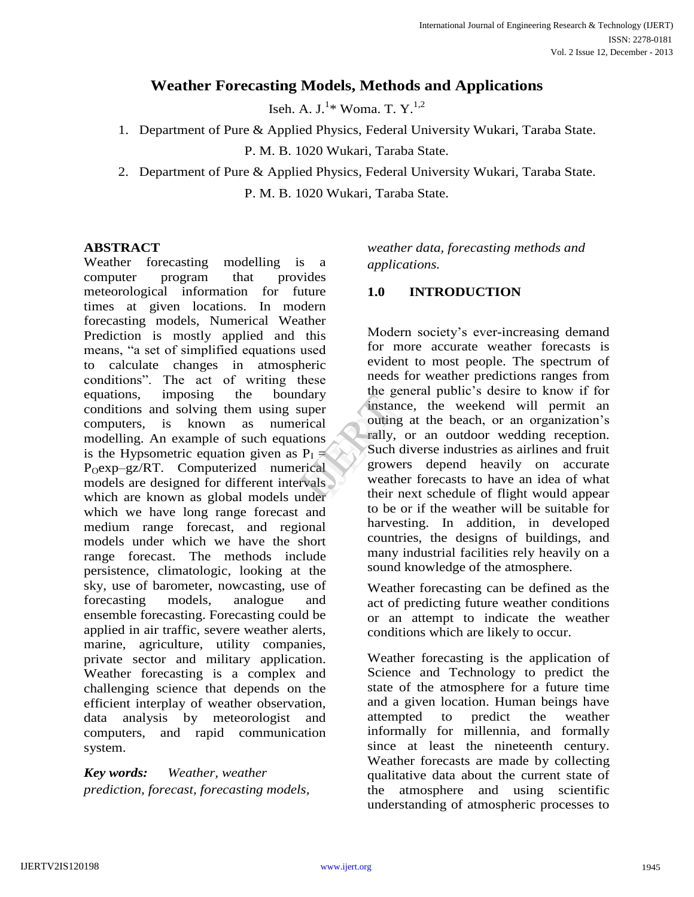# Weather Forecasting Models, Methods and Applications

Iseh. A. J.[1]* Woma. T. Y.[1,2]

1. Department of Pure & Applied Physics, Federal University Wukari, Taraba State. P. M. B. 1020 Wukari, Taraba State.
2. Department of Pure & Applied Physics, Federal University Wukari, Taraba State. P. M. B. 1020 Wukari, Taraba State.

## ABSTRACT

Weather forecasting modelling is a computer program that provides meteorological information for future times at given locations. In modern forecasting models, Numerical Weather Prediction is mostly applied and this means, "a set of simplified equations used to calculate changes in atmospheric conditions". The act of writing these equations, imposing the boundary conditions and solving them using super computers, is known as numerical modelling. An example of such equations is the Hypsometric equation given as $P_I = P_O \exp{-gz/RT}$. Computerized numerical models are designed for different intervals which are known as global models under which we have long range forecast and medium range forecast, and regional models under which we have the short range forecast. The methods include persistence, climatologic, looking at the sky, use of barometer, nowcasting, use of forecasting models, analogue and ensemble forecasting. Forecasting could be applied in air traffic, severe weather alerts, marine, agriculture, utility companies, private sector and military application. Weather forecasting is a complex and challenging science that depends on the efficient interplay of weather observation, data analysis by meteorologist and computers, and rapid communication system.

***Key words:*** *Weather, weather prediction, forecast, forecasting models, weather data, forecasting methods and applications.*

## 1.0 INTRODUCTION

Modern society's ever-increasing demand for more accurate weather forecasts is evident to most people. The spectrum of needs for weather predictions ranges from the general public's desire to know if for instance, the weekend will permit an outing at the beach, or an organization's rally, or an outdoor wedding reception. Such diverse industries as airlines and fruit growers depend heavily on accurate weather forecasts to have an idea of what their next schedule of flight would appear to be or if the weather will be suitable for harvesting. In addition, in developed countries, the designs of buildings, and many industrial facilities rely heavily on a sound knowledge of the atmosphere.

Weather forecasting can be defined as the act of predicting future weather conditions or an attempt to indicate the weather conditions which are likely to occur.

Weather forecasting is the application of Science and Technology to predict the state of the atmosphere for a future time and a given location. Human beings have attempted to predict the weather informally for millennia, and formally since at least the nineteenth century. Weather forecasts are made by collecting qualitative data about the current state of the atmosphere and using scientific understanding of atmospheric processes to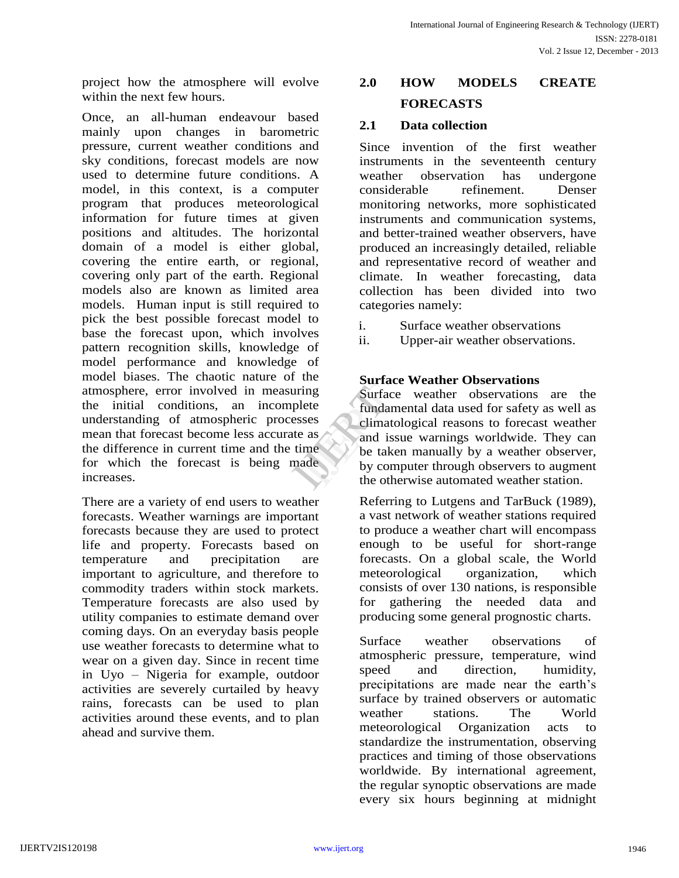project how the atmosphere will evolve within the next few hours.

Once, an all-human endeavour based mainly upon changes in barometric pressure, current weather conditions and sky conditions, forecast models are now used to determine future conditions. A model, in this context, is a computer program that produces meteorological information for future times at given positions and altitudes. The horizontal domain of a model is either global, covering the entire earth, or regional, covering only part of the earth. Regional models also are known as limited area models. Human input is still required to pick the best possible forecast model to base the forecast upon, which involves pattern recognition skills, knowledge of model performance and knowledge of model biases. The chaotic nature of the atmosphere, error involved in measuring the initial conditions, an incomplete understanding of atmospheric processes mean that forecast become less accurate as the difference in current time and the time for which the forecast is being made increases.

There are a variety of end users to weather forecasts. Weather warnings are important forecasts because they are used to protect life and property. Forecasts based on temperature and precipitation are important to agriculture, and therefore to commodity traders within stock markets. Temperature forecasts are also used by utility companies to estimate demand over coming days. On an everyday basis people use weather forecasts to determine what to wear on a given day. Since in recent time in Uyo – Nigeria for example, outdoor activities are severely curtailed by heavy rains, forecasts can be used to plan activities around these events, and to plan ahead and survive them.

## 2.0 HOW MODELS CREATE FORECASTS

### 2.1 Data collection

Since invention of the first weather instruments in the seventeenth century weather observation has undergone considerable refinement. Denser monitoring networks, more sophisticated instruments and communication systems, and better-trained weather observers, have produced an increasingly detailed, reliable and representative record of weather and climate. In weather forecasting, data collection has been divided into two categories namely:

i. Surface weather observations
ii. Upper-air weather observations.

**Surface Weather Observations**

Surface weather observations are the fundamental data used for safety as well as climatological reasons to forecast weather and issue warnings worldwide. They can be taken manually by a weather observer, by computer through observers to augment the otherwise automated weather station.

Referring to Lutgens and TarBuck (1989), a vast network of weather stations required to produce a weather chart will encompass enough to be useful for short-range forecasts. On a global scale, the World meteorological organization, which consists of over 130 nations, is responsible for gathering the needed data and producing some general prognostic charts.

Surface weather observations of atmospheric pressure, temperature, wind speed and direction, humidity, precipitations are made near the earth's surface by trained observers or automatic weather stations. The World meteorological Organization acts to standardize the instrumentation, observing practices and timing of those observations worldwide. By international agreement, the regular synoptic observations are made every six hours beginning at midnight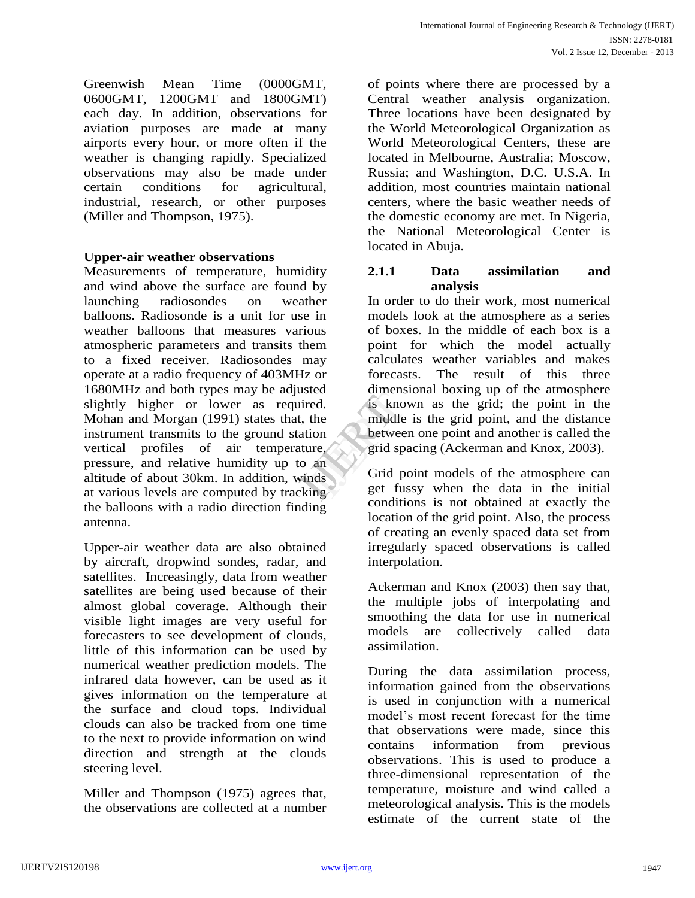Greenwish Mean Time (0000GMT, 0600GMT, 1200GMT and 1800GMT) each day. In addition, observations for aviation purposes are made at many airports every hour, or more often if the weather is changing rapidly. Specialized observations may also be made under certain conditions for agricultural, industrial, research, or other purposes (Miller and Thompson, 1975).

**Upper-air weather observations**

Measurements of temperature, humidity and wind above the surface are found by launching radiosondes on weather balloons. Radiosonde is a unit for use in weather balloons that measures various atmospheric parameters and transits them to a fixed receiver. Radiosondes may operate at a radio frequency of 403MHz or 1680MHz and both types may be adjusted slightly higher or lower as required. Mohan and Morgan (1991) states that, the instrument transmits to the ground station vertical profiles of air temperature, pressure, and relative humidity up to an altitude of about 30km. In addition, winds at various levels are computed by tracking the balloons with a radio direction finding antenna.

Upper-air weather data are also obtained by aircraft, dropwind sondes, radar, and satellites. Increasingly, data from weather satellites are being used because of their almost global coverage. Although their visible light images are very useful for forecasters to see development of clouds, little of this information can be used by numerical weather prediction models. The infrared data however, can be used as it gives information on the temperature at the surface and cloud tops. Individual clouds can also be tracked from one time to the next to provide information on wind direction and strength at the clouds steering level.

Miller and Thompson (1975) agrees that, the observations are collected at a number of points where there are processed by a Central weather analysis organization. Three locations have been designated by the World Meteorological Organization as World Meteorological Centers, these are located in Melbourne, Australia; Moscow, Russia; and Washington, D.C. U.S.A. In addition, most countries maintain national centers, where the basic weather needs of the domestic economy are met. In Nigeria, the National Meteorological Center is located in Abuja.

### 2.1.1 Data assimilation and analysis

In order to do their work, most numerical models look at the atmosphere as a series of boxes. In the middle of each box is a point for which the model actually calculates weather variables and makes forecasts. The result of this three dimensional boxing up of the atmosphere is known as the grid; the point in the middle is the grid point, and the distance between one point and another is called the grid spacing (Ackerman and Knox, 2003).

Grid point models of the atmosphere can get fussy when the data in the initial conditions is not obtained at exactly the location of the grid point. Also, the process of creating an evenly spaced data set from irregularly spaced observations is called interpolation.

Ackerman and Knox (2003) then say that, the multiple jobs of interpolating and smoothing the data for use in numerical models are collectively called data assimilation.

During the data assimilation process, information gained from the observations is used in conjunction with a numerical model's most recent forecast for the time that observations were made, since this contains information from previous observations. This is used to produce a three-dimensional representation of the temperature, moisture and wind called a meteorological analysis. This is the models estimate of the current state of the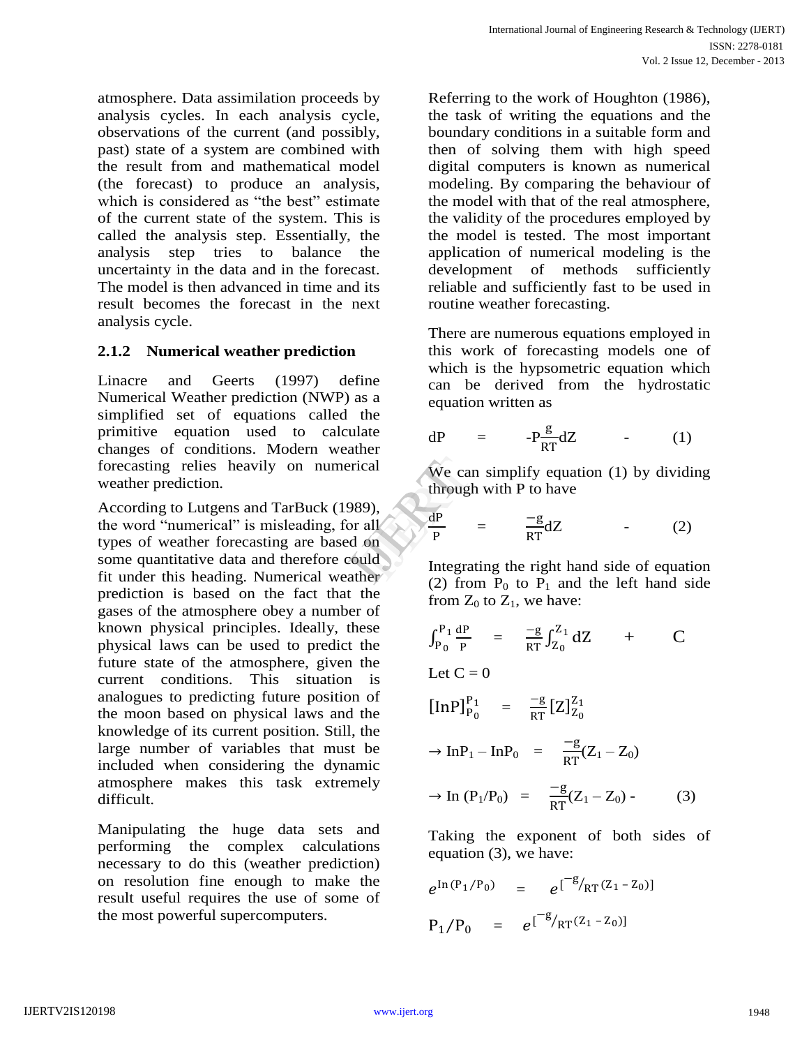atmosphere. Data assimilation proceeds by analysis cycles. In each analysis cycle, observations of the current (and possibly, past) state of a system are combined with the result from and mathematical model (the forecast) to produce an analysis, which is considered as "the best" estimate of the current state of the system. This is called the analysis step. Essentially, the analysis step tries to balance the uncertainty in the data and in the forecast. The model is then advanced in time and its result becomes the forecast in the next analysis cycle.

### 2.1.2 Numerical weather prediction

Linacre and Geerts (1997) define Numerical Weather prediction (NWP) as a simplified set of equations called the primitive equation used to calculate changes of conditions. Modern weather forecasting relies heavily on numerical weather prediction.

According to Lutgens and TarBuck (1989), the word "numerical" is misleading, for all types of weather forecasting are based on some quantitative data and therefore could fit under this heading. Numerical weather prediction is based on the fact that the gases of the atmosphere obey a number of known physical principles. Ideally, these physical laws can be used to predict the future state of the atmosphere, given the current conditions. This situation is analogues to predicting future position of the moon based on physical laws and the knowledge of its current position. Still, the large number of variables that must be included when considering the dynamic atmosphere makes this task extremely difficult.

Manipulating the huge data sets and performing the complex calculations necessary to do this (weather prediction) on resolution fine enough to make the result useful requires the use of some of the most powerful supercomputers.

Referring to the work of Houghton (1986), the task of writing the equations and the boundary conditions in a suitable form and then of solving them with high speed digital computers is known as numerical modeling. By comparing the behaviour of the model with that of the real atmosphere, the validity of the procedures employed by the model is tested. The most important application of numerical modeling is the development of methods sufficiently reliable and sufficiently fast to be used in routine weather forecasting.

There are numerous equations employed in this work of forecasting models one of which is the hypsometric equation which can be derived from the hydrostatic equation written as

$$dP = -P\frac{g}{RT}dZ \quad - \quad (1)$$

We can simplify equation (1) by dividing through with P to have

$$\frac{dP}{P} = \frac{-g}{RT}dZ \quad - \quad (2)$$

Integrating the right hand side of equation (2) from $P_0$ to $P_1$ and the left hand side from $Z_0$ to $Z_1$, we have:

$$\int_{P_0}^{P_1}\frac{dP}{P} = \frac{-g}{RT}\int_{Z_0}^{Z_1}dZ \quad + \quad C$$

Let C = 0

$$[\text{In}P]_{P_0}^{P_1} = \frac{-g}{RT}[Z]_{Z_0}^{Z_1}$$

$$\rightarrow \text{In}P_1 - \text{In}P_0 = \frac{-g}{RT}(Z_1 - Z_0)$$

$$\rightarrow \text{In}\,(P_1/P_0) = \frac{-g}{RT}(Z_1 - Z_0) \quad - \quad (3)$$

Taking the exponent of both sides of equation (3), we have:

$$e^{\text{In}\,(P_1/P_0)} = e^{[-g/RT\,(Z_1 - Z_0)]}$$

$$P_1/P_0 = e^{[-g/RT\,(Z_1 - Z_0)]}$$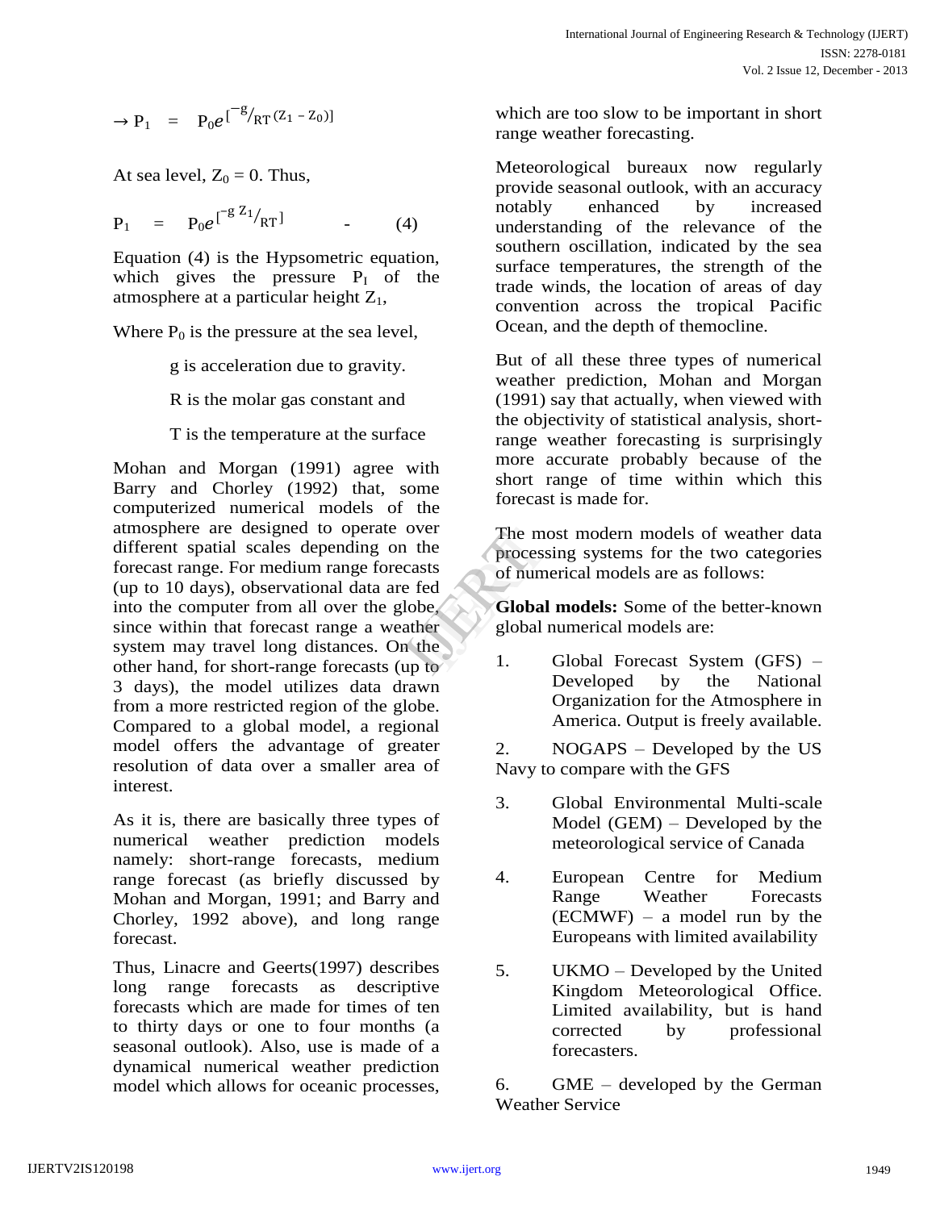$$\rightarrow P_1 = P_0 e^{\left[{}^{-g}/_{RT}(Z_1 - Z_0)\right]}$$

At sea level, $Z_0 = 0$. Thus,

$$P_1 = P_0 e^{\left[{}^{-g\,Z_1}/_{RT}\right]} \qquad - \qquad (4)$$

Equation (4) is the Hypsometric equation, which gives the pressure $P_1$ of the atmosphere at a particular height $Z_1$,

Where $P_0$ is the pressure at the sea level,

g is acceleration due to gravity.

R is the molar gas constant and

T is the temperature at the surface

Mohan and Morgan (1991) agree with Barry and Chorley (1992) that, some computerized numerical models of the atmosphere are designed to operate over different spatial scales depending on the forecast range. For medium range forecasts (up to 10 days), observational data are fed into the computer from all over the globe, since within that forecast range a weather system may travel long distances. On the other hand, for short-range forecasts (up to 3 days), the model utilizes data drawn from a more restricted region of the globe. Compared to a global model, a regional model offers the advantage of greater resolution of data over a smaller area of interest.

As it is, there are basically three types of numerical weather prediction models namely: short-range forecasts, medium range forecast (as briefly discussed by Mohan and Morgan, 1991; and Barry and Chorley, 1992 above), and long range forecast.

Thus, Linacre and Geerts(1997) describes long range forecasts as descriptive forecasts which are made for times of ten to thirty days or one to four months (a seasonal outlook). Also, use is made of a dynamical numerical weather prediction model which allows for oceanic processes, which are too slow to be important in short range weather forecasting.

Meteorological bureaux now regularly provide seasonal outlook, with an accuracy notably enhanced by increased understanding of the relevance of the southern oscillation, indicated by the sea surface temperatures, the strength of the trade winds, the location of areas of day convention across the tropical Pacific Ocean, and the depth of themocline.

But of all these three types of numerical weather prediction, Mohan and Morgan (1991) say that actually, when viewed with the objectivity of statistical analysis, short-range weather forecasting is surprisingly more accurate probably because of the short range of time within which this forecast is made for.

The most modern models of weather data processing systems for the two categories of numerical models are as follows:

**Global models:** Some of the better-known global numerical models are:

1. Global Forecast System (GFS) – Developed by the National Organization for the Atmosphere in America. Output is freely available.
2. NOGAPS – Developed by the US Navy to compare with the GFS
3. Global Environmental Multi-scale Model (GEM) – Developed by the meteorological service of Canada
4. European Centre for Medium Range Weather Forecasts (ECMWF) – a model run by the Europeans with limited availability
5. UKMO – Developed by the United Kingdom Meteorological Office. Limited availability, but is hand corrected by professional forecasters.
6. GME – developed by the German Weather Service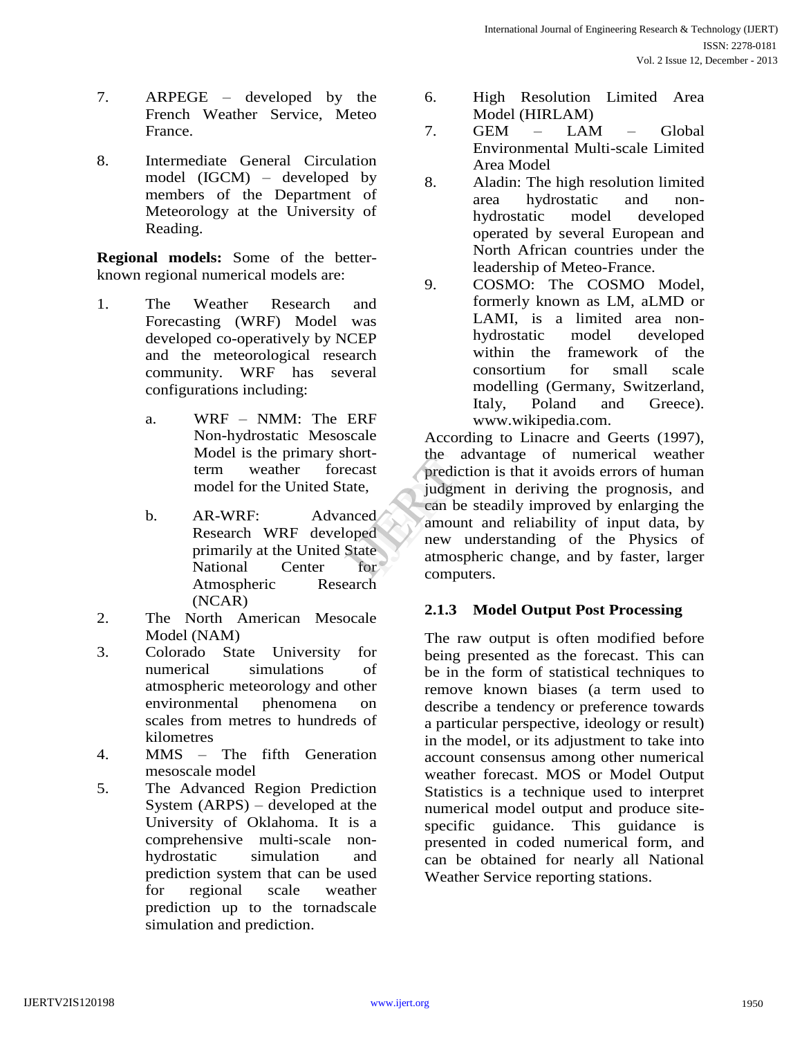7. ARPEGE – developed by the French Weather Service, Meteo France.

8. Intermediate General Circulation model (IGCM) – developed by members of the Department of Meteorology at the University of Reading.

**Regional models:** Some of the better-known regional numerical models are:

1. The Weather Research and Forecasting (WRF) Model was developed co-operatively by NCEP and the meteorological research community. WRF has several configurations including:

   a. WRF – NMM: The ERF Non-hydrostatic Mesoscale Model is the primary short-term weather forecast model for the United State,

   b. AR-WRF: Advanced Research WRF developed primarily at the United State National Center for Atmospheric Research (NCAR)

2. The North American Mesocale Model (NAM)
3. Colorado State University for numerical simulations of atmospheric meteorology and other environmental phenomena on scales from metres to hundreds of kilometres
4. MMS – The fifth Generation mesoscale model
5. The Advanced Region Prediction System (ARPS) – developed at the University of Oklahoma. It is a comprehensive multi-scale non-hydrostatic simulation and prediction system that can be used for regional scale weather prediction up to the tornadscale simulation and prediction.
6. High Resolution Limited Area Model (HIRLAM)
7. GEM – LAM – Global Environmental Multi-scale Limited Area Model
8. Aladin: The high resolution limited area hydrostatic and non-hydrostatic model developed operated by several European and North African countries under the leadership of Meteo-France.
9. COSMO: The COSMO Model, formerly known as LM, aLMD or LAMI, is a limited area non-hydrostatic model developed within the framework of the consortium for small scale modelling (Germany, Switzerland, Italy, Poland and Greece). www.wikipedia.com.

According to Linacre and Geerts (1997), the advantage of numerical weather prediction is that it avoids errors of human judgment in deriving the prognosis, and can be steadily improved by enlarging the amount and reliability of input data, by new understanding of the Physics of atmospheric change, and by faster, larger computers.

### 2.1.3 Model Output Post Processing

The raw output is often modified before being presented as the forecast. This can be in the form of statistical techniques to remove known biases (a term used to describe a tendency or preference towards a particular perspective, ideology or result) in the model, or its adjustment to take into account consensus among other numerical weather forecast. MOS or Model Output Statistics is a technique used to interpret numerical model output and produce site-specific guidance. This guidance is presented in coded numerical form, and can be obtained for nearly all National Weather Service reporting stations.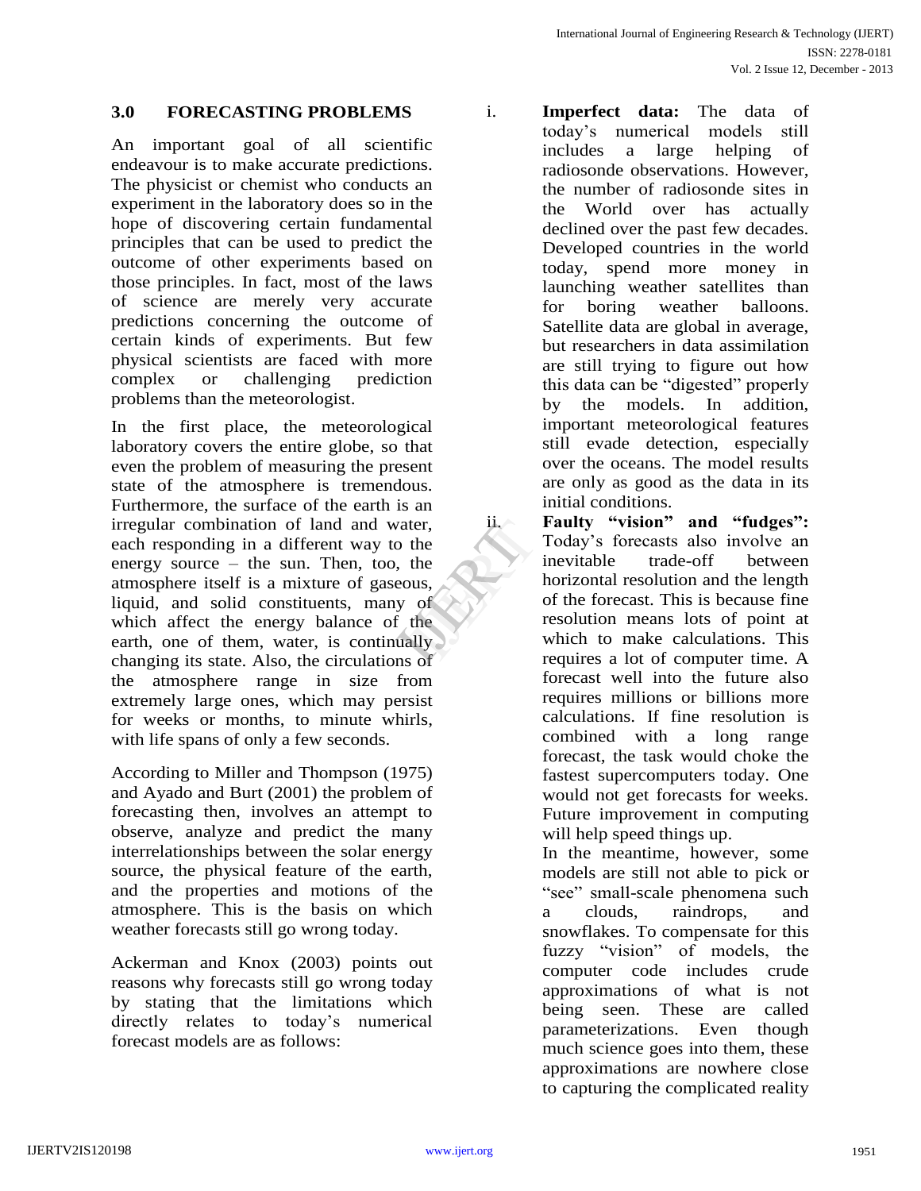## 3.0 FORECASTING PROBLEMS

An important goal of all scientific endeavour is to make accurate predictions. The physicist or chemist who conducts an experiment in the laboratory does so in the hope of discovering certain fundamental principles that can be used to predict the outcome of other experiments based on those principles. In fact, most of the laws of science are merely very accurate predictions concerning the outcome of certain kinds of experiments. But few physical scientists are faced with more complex or challenging prediction problems than the meteorologist.

In the first place, the meteorological laboratory covers the entire globe, so that even the problem of measuring the present state of the atmosphere is tremendous. Furthermore, the surface of the earth is an irregular combination of land and water, each responding in a different way to the energy source – the sun. Then, too, the atmosphere itself is a mixture of gaseous, liquid, and solid constituents, many of which affect the energy balance of the earth, one of them, water, is continually changing its state. Also, the circulations of the atmosphere range in size from extremely large ones, which may persist for weeks or months, to minute whirls, with life spans of only a few seconds.

According to Miller and Thompson (1975) and Ayado and Burt (2001) the problem of forecasting then, involves an attempt to observe, analyze and predict the many interrelationships between the solar energy source, the physical feature of the earth, and the properties and motions of the atmosphere. This is the basis on which weather forecasts still go wrong today.

Ackerman and Knox (2003) points out reasons why forecasts still go wrong today by stating that the limitations which directly relates to today's numerical forecast models are as follows:

i. **Imperfect data:** The data of today's numerical models still includes a large helping of radiosonde observations. However, the number of radiosonde sites in the World over has actually declined over the past few decades. Developed countries in the world today, spend more money in launching weather satellites than for boring weather balloons. Satellite data are global in average, but researchers in data assimilation are still trying to figure out how this data can be "digested" properly by the models. In addition, important meteorological features still evade detection, especially over the oceans. The model results are only as good as the data in its initial conditions.

ii. **Faulty "vision" and "fudges":** Today's forecasts also involve an inevitable trade-off between horizontal resolution and the length of the forecast. This is because fine resolution means lots of point at which to make calculations. This requires a lot of computer time. A forecast well into the future also requires millions or billions more calculations. If fine resolution is combined with a long range forecast, the task would choke the fastest supercomputers today. One would not get forecasts for weeks. Future improvement in computing will help speed things up.

In the meantime, however, some models are still not able to pick or "see" small-scale phenomena such a clouds, raindrops, and snowflakes. To compensate for this fuzzy "vision" of models, the computer code includes crude approximations of what is not being seen. These are called parameterizations. Even though much science goes into them, these approximations are nowhere close to capturing the complicated reality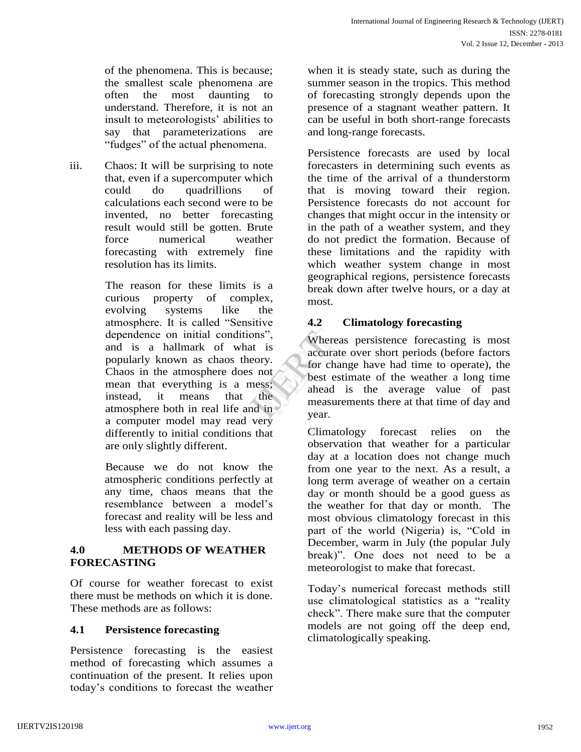of the phenomena. This is because; the smallest scale phenomena are often the most daunting to understand. Therefore, it is not an insult to meteorologists' abilities to say that parameterizations are "fudges" of the actual phenomena.

iii. Chaos: It will be surprising to note that, even if a supercomputer which could do quadrillions of calculations each second were to be invented, no better forecasting result would still be gotten. Brute force numerical weather forecasting with extremely fine resolution has its limits.

The reason for these limits is a curious property of complex, evolving systems like the atmosphere. It is called "Sensitive dependence on initial conditions", and is a hallmark of what is popularly known as chaos theory. Chaos in the atmosphere does not mean that everything is a mess; instead, it means that the atmosphere both in real life and in a computer model may read very differently to initial conditions that are only slightly different.

Because we do not know the atmospheric conditions perfectly at any time, chaos means that the resemblance between a model's forecast and reality will be less and less with each passing day.

## 4.0 METHODS OF WEATHER FORECASTING

Of course for weather forecast to exist there must be methods on which it is done. These methods are as follows:

### 4.1 Persistence forecasting

Persistence forecasting is the easiest method of forecasting which assumes a continuation of the present. It relies upon today's conditions to forecast the weather when it is steady state, such as during the summer season in the tropics. This method of forecasting strongly depends upon the presence of a stagnant weather pattern. It can be useful in both short-range forecasts and long-range forecasts.

Persistence forecasts are used by local forecasters in determining such events as the time of the arrival of a thunderstorm that is moving toward their region. Persistence forecasts do not account for changes that might occur in the intensity or in the path of a weather system, and they do not predict the formation. Because of these limitations and the rapidity with which weather system change in most geographical regions, persistence forecasts break down after twelve hours, or a day at most.

### 4.2 Climatology forecasting

Whereas persistence forecasting is most accurate over short periods (before factors for change have had time to operate), the best estimate of the weather a long time ahead is the average value of past measurements there at that time of day and year.

Climatology forecast relies on the observation that weather for a particular day at a location does not change much from one year to the next. As a result, a long term average of weather on a certain day or month should be a good guess as the weather for that day or month. The most obvious climatology forecast in this part of the world (Nigeria) is, "Cold in December, warm in July (the popular July break)". One does not need to be a meteorologist to make that forecast.

Today's numerical forecast methods still use climatological statistics as a "reality check". There make sure that the computer models are not going off the deep end, climatologically speaking.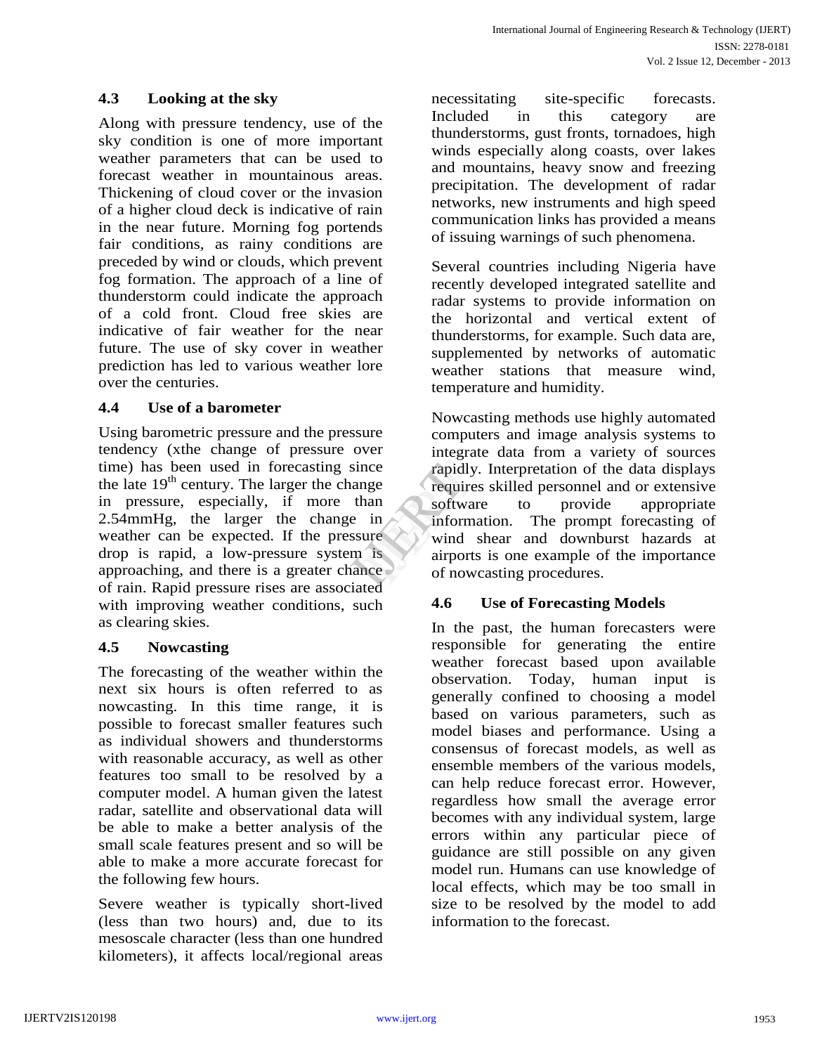### 4.3 Looking at the sky

Along with pressure tendency, use of the sky condition is one of more important weather parameters that can be used to forecast weather in mountainous areas. Thickening of cloud cover or the invasion of a higher cloud deck is indicative of rain in the near future. Morning fog portends fair conditions, as rainy conditions are preceded by wind or clouds, which prevent fog formation. The approach of a line of thunderstorm could indicate the approach of a cold front. Cloud free skies are indicative of fair weather for the near future. The use of sky cover in weather prediction has led to various weather lore over the centuries.

### 4.4 Use of a barometer

Using barometric pressure and the pressure tendency (xthe change of pressure over time) has been used in forecasting since the late 19th century. The larger the change in pressure, especially, if more than 2.54mmHg, the larger the change in weather can be expected. If the pressure drop is rapid, a low-pressure system is approaching, and there is a greater chance of rain. Rapid pressure rises are associated with improving weather conditions, such as clearing skies.

### 4.5 Nowcasting

The forecasting of the weather within the next six hours is often referred to as nowcasting. In this time range, it is possible to forecast smaller features such as individual showers and thunderstorms with reasonable accuracy, as well as other features too small to be resolved by a computer model. A human given the latest radar, satellite and observational data will be able to make a better analysis of the small scale features present and so will be able to make a more accurate forecast for the following few hours.

Severe weather is typically short-lived (less than two hours) and, due to its mesoscale character (less than one hundred kilometers), it affects local/regional areas necessitating site-specific forecasts. Included in this category are thunderstorms, gust fronts, tornadoes, high winds especially along coasts, over lakes and mountains, heavy snow and freezing precipitation. The development of radar networks, new instruments and high speed communication links has provided a means of issuing warnings of such phenomena.

Several countries including Nigeria have recently developed integrated satellite and radar systems to provide information on the horizontal and vertical extent of thunderstorms, for example. Such data are, supplemented by networks of automatic weather stations that measure wind, temperature and humidity.

Nowcasting methods use highly automated computers and image analysis systems to integrate data from a variety of sources rapidly. Interpretation of the data displays requires skilled personnel and or extensive software to provide appropriate information. The prompt forecasting of wind shear and downburst hazards at airports is one example of the importance of nowcasting procedures.

### 4.6 Use of Forecasting Models

In the past, the human forecasters were responsible for generating the entire weather forecast based upon available observation. Today, human input is generally confined to choosing a model based on various parameters, such as model biases and performance. Using a consensus of forecast models, as well as ensemble members of the various models, can help reduce forecast error. However, regardless how small the average error becomes with any individual system, large errors within any particular piece of guidance are still possible on any given model run. Humans can use knowledge of local effects, which may be too small in size to be resolved by the model to add information to the forecast.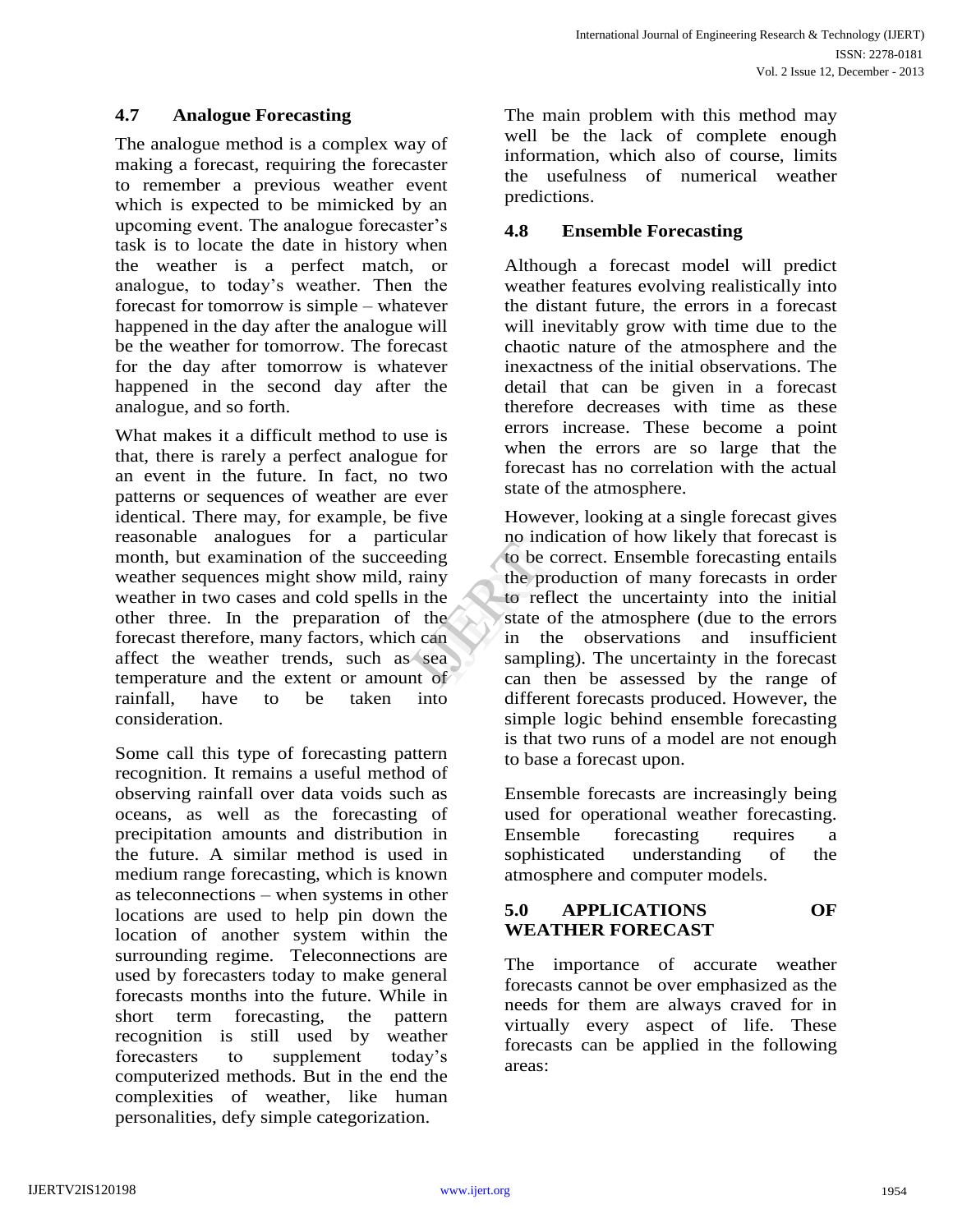### 4.7 Analogue Forecasting

The analogue method is a complex way of making a forecast, requiring the forecaster to remember a previous weather event which is expected to be mimicked by an upcoming event. The analogue forecaster's task is to locate the date in history when the weather is a perfect match, or analogue, to today's weather. Then the forecast for tomorrow is simple – whatever happened in the day after the analogue will be the weather for tomorrow. The forecast for the day after tomorrow is whatever happened in the second day after the analogue, and so forth.

What makes it a difficult method to use is that, there is rarely a perfect analogue for an event in the future. In fact, no two patterns or sequences of weather are ever identical. There may, for example, be five reasonable analogues for a particular month, but examination of the succeeding weather sequences might show mild, rainy weather in two cases and cold spells in the other three. In the preparation of the forecast therefore, many factors, which can affect the weather trends, such as sea temperature and the extent or amount of rainfall, have to be taken into consideration.

Some call this type of forecasting pattern recognition. It remains a useful method of observing rainfall over data voids such as oceans, as well as the forecasting of precipitation amounts and distribution in the future. A similar method is used in medium range forecasting, which is known as teleconnections – when systems in other locations are used to help pin down the location of another system within the surrounding regime. Teleconnections are used by forecasters today to make general forecasts months into the future. While in short term forecasting, the pattern recognition is still used by weather forecasters to supplement today's computerized methods. But in the end the complexities of weather, like human personalities, defy simple categorization.

The main problem with this method may well be the lack of complete enough information, which also of course, limits the usefulness of numerical weather predictions.

### 4.8 Ensemble Forecasting

Although a forecast model will predict weather features evolving realistically into the distant future, the errors in a forecast will inevitably grow with time due to the chaotic nature of the atmosphere and the inexactness of the initial observations. The detail that can be given in a forecast therefore decreases with time as these errors increase. These become a point when the errors are so large that the forecast has no correlation with the actual state of the atmosphere.

However, looking at a single forecast gives no indication of how likely that forecast is to be correct. Ensemble forecasting entails the production of many forecasts in order to reflect the uncertainty into the initial state of the atmosphere (due to the errors in the observations and insufficient sampling). The uncertainty in the forecast can then be assessed by the range of different forecasts produced. However, the simple logic behind ensemble forecasting is that two runs of a model are not enough to base a forecast upon.

Ensemble forecasts are increasingly being used for operational weather forecasting. Ensemble forecasting requires a sophisticated understanding of the atmosphere and computer models.

## 5.0 APPLICATIONS OF WEATHER FORECAST

The importance of accurate weather forecasts cannot be over emphasized as the needs for them are always craved for in virtually every aspect of life. These forecasts can be applied in the following areas: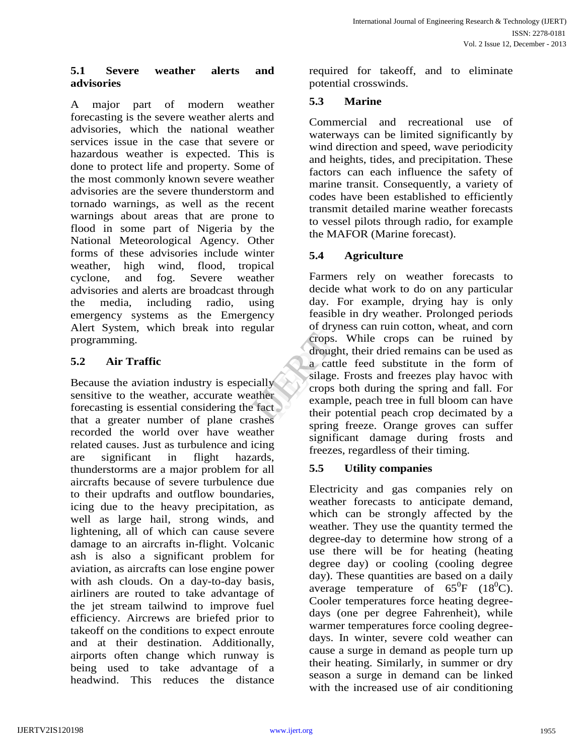### 5.1 Severe weather alerts and advisories

A major part of modern weather forecasting is the severe weather alerts and advisories, which the national weather services issue in the case that severe or hazardous weather is expected. This is done to protect life and property. Some of the most commonly known severe weather advisories are the severe thunderstorm and tornado warnings, as well as the recent warnings about areas that are prone to flood in some part of Nigeria by the National Meteorological Agency. Other forms of these advisories include winter weather, high wind, flood, tropical cyclone, and fog. Severe weather advisories and alerts are broadcast through the media, including radio, using emergency systems as the Emergency Alert System, which break into regular programming.

### 5.2 Air Traffic

Because the aviation industry is especially sensitive to the weather, accurate weather forecasting is essential considering the fact that a greater number of plane crashes recorded the world over have weather related causes. Just as turbulence and icing are significant in flight hazards, thunderstorms are a major problem for all aircrafts because of severe turbulence due to their updrafts and outflow boundaries, icing due to the heavy precipitation, as well as large hail, strong winds, and lightening, all of which can cause severe damage to an aircrafts in-flight. Volcanic ash is also a significant problem for aviation, as aircrafts can lose engine power with ash clouds. On a day-to-day basis, airliners are routed to take advantage of the jet stream tailwind to improve fuel efficiency. Aircrews are briefed prior to takeoff on the conditions to expect enroute and at their destination. Additionally, airports often change which runway is being used to take advantage of a headwind. This reduces the distance required for takeoff, and to eliminate potential crosswinds.

### 5.3 Marine

Commercial and recreational use of waterways can be limited significantly by wind direction and speed, wave periodicity and heights, tides, and precipitation. These factors can each influence the safety of marine transit. Consequently, a variety of codes have been established to efficiently transmit detailed marine weather forecasts to vessel pilots through radio, for example the MAFOR (Marine forecast).

### 5.4 Agriculture

Farmers rely on weather forecasts to decide what work to do on any particular day. For example, drying hay is only feasible in dry weather. Prolonged periods of dryness can ruin cotton, wheat, and corn crops. While crops can be ruined by drought, their dried remains can be used as a cattle feed substitute in the form of silage. Frosts and freezes play havoc with crops both during the spring and fall. For example, peach tree in full bloom can have their potential peach crop decimated by a spring freeze. Orange groves can suffer significant damage during frosts and freezes, regardless of their timing.

### 5.5 Utility companies

Electricity and gas companies rely on weather forecasts to anticipate demand, which can be strongly affected by the weather. They use the quantity termed the degree-day to determine how strong of a use there will be for heating (heating degree day) or cooling (cooling degree day). These quantities are based on a daily average temperature of $65^0$F ($18^0$C). Cooler temperatures force heating degree-days (one per degree Fahrenheit), while warmer temperatures force cooling degree-days. In winter, severe cold weather can cause a surge in demand as people turn up their heating. Similarly, in summer or dry season a surge in demand can be linked with the increased use of air conditioning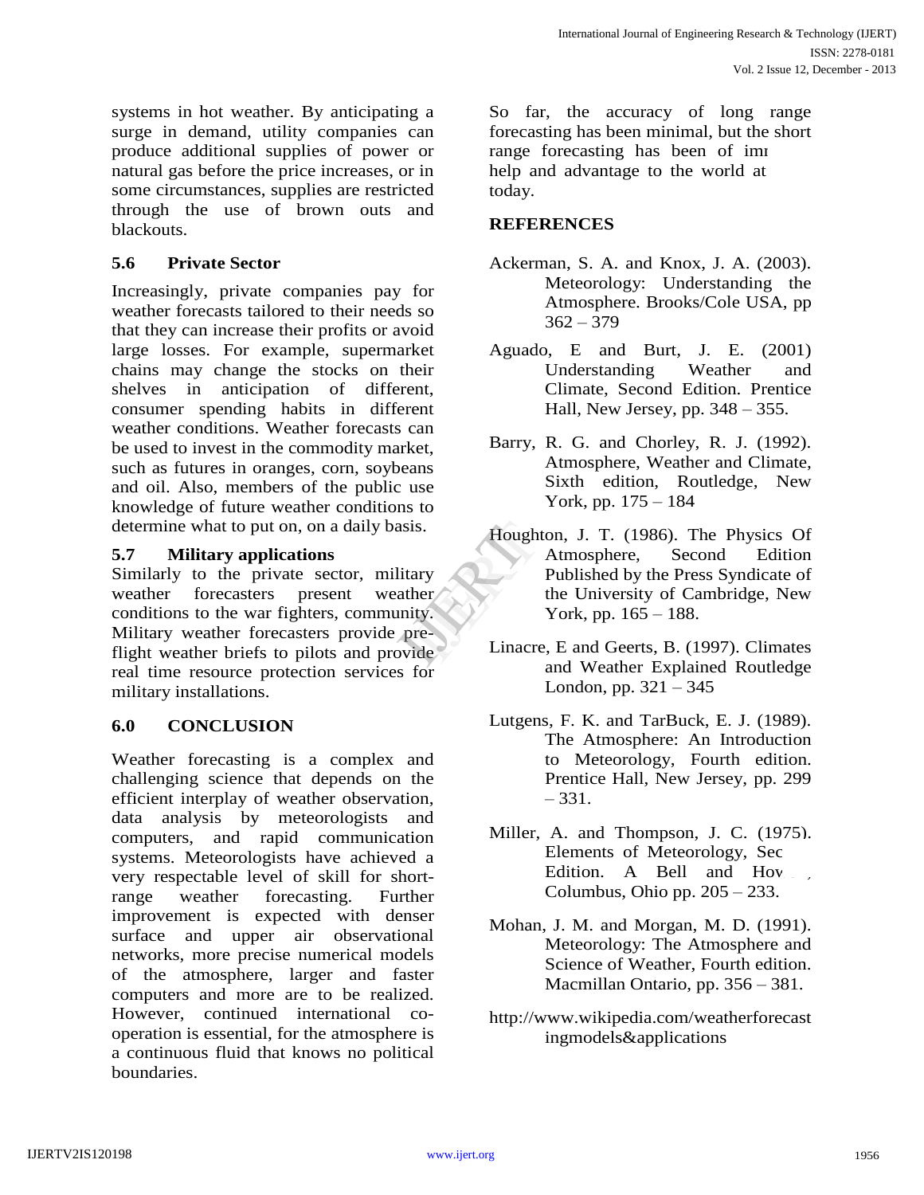systems in hot weather. By anticipating a surge in demand, utility companies can produce additional supplies of power or natural gas before the price increases, or in some circumstances, supplies are restricted through the use of brown outs and blackouts.

### 5.6 Private Sector

Increasingly, private companies pay for weather forecasts tailored to their needs so that they can increase their profits or avoid large losses. For example, supermarket chains may change the stocks on their shelves in anticipation of different, consumer spending habits in different weather conditions. Weather forecasts can be used to invest in the commodity market, such as futures in oranges, corn, soybeans and oil. Also, members of the public use knowledge of future weather conditions to determine what to put on, on a daily basis.

### 5.7 Military applications

Similarly to the private sector, military weather forecasters present weather conditions to the war fighters, community. Military weather forecasters provide pre-flight weather briefs to pilots and provide real time resource protection services for military installations.

## 6.0 CONCLUSION

Weather forecasting is a complex and challenging science that depends on the efficient interplay of weather observation, data analysis by meteorologists and computers, and rapid communication systems. Meteorologists have achieved a very respectable level of skill for short-range weather forecasting. Further improvement is expected with denser surface and upper air observational networks, more precise numerical models of the atmosphere, larger and faster computers and more are to be realized. However, continued international co-operation is essential, for the atmosphere is a continuous fluid that knows no political boundaries.

So far, the accuracy of long range forecasting has been minimal, but the short range forecasting has been of imı help and advantage to the world at today.

## REFERENCES

Ackerman, S. A. and Knox, J. A. (2003). Meteorology: Understanding the Atmosphere. Brooks/Cole USA, pp 362 – 379

Aguado, E and Burt, J. E. (2001) Understanding Weather and Climate, Second Edition. Prentice Hall, New Jersey, pp. 348 – 355.

Barry, R. G. and Chorley, R. J. (1992). Atmosphere, Weather and Climate, Sixth edition, Routledge, New York, pp. 175 – 184

Houghton, J. T. (1986). The Physics Of Atmosphere, Second Edition Published by the Press Syndicate of the University of Cambridge, New York, pp. 165 – 188.

Linacre, E and Geerts, B. (1997). Climates and Weather Explained Routledge London, pp. 321 – 345

Lutgens, F. K. and TarBuck, E. J. (1989). The Atmosphere: An Introduction to Meteorology, Fourth edition. Prentice Hall, New Jersey, pp. 299 – 331.

Miller, A. and Thompson, J. C. (1975). Elements of Meteorology, Sec Edition. A Bell and Hov Columbus, Ohio pp. 205 – 233.

Mohan, J. M. and Morgan, M. D. (1991). Meteorology: The Atmosphere and Science of Weather, Fourth edition. Macmillan Ontario, pp. 356 – 381.

http://www.wikipedia.com/weatherforecastingmodels&applications